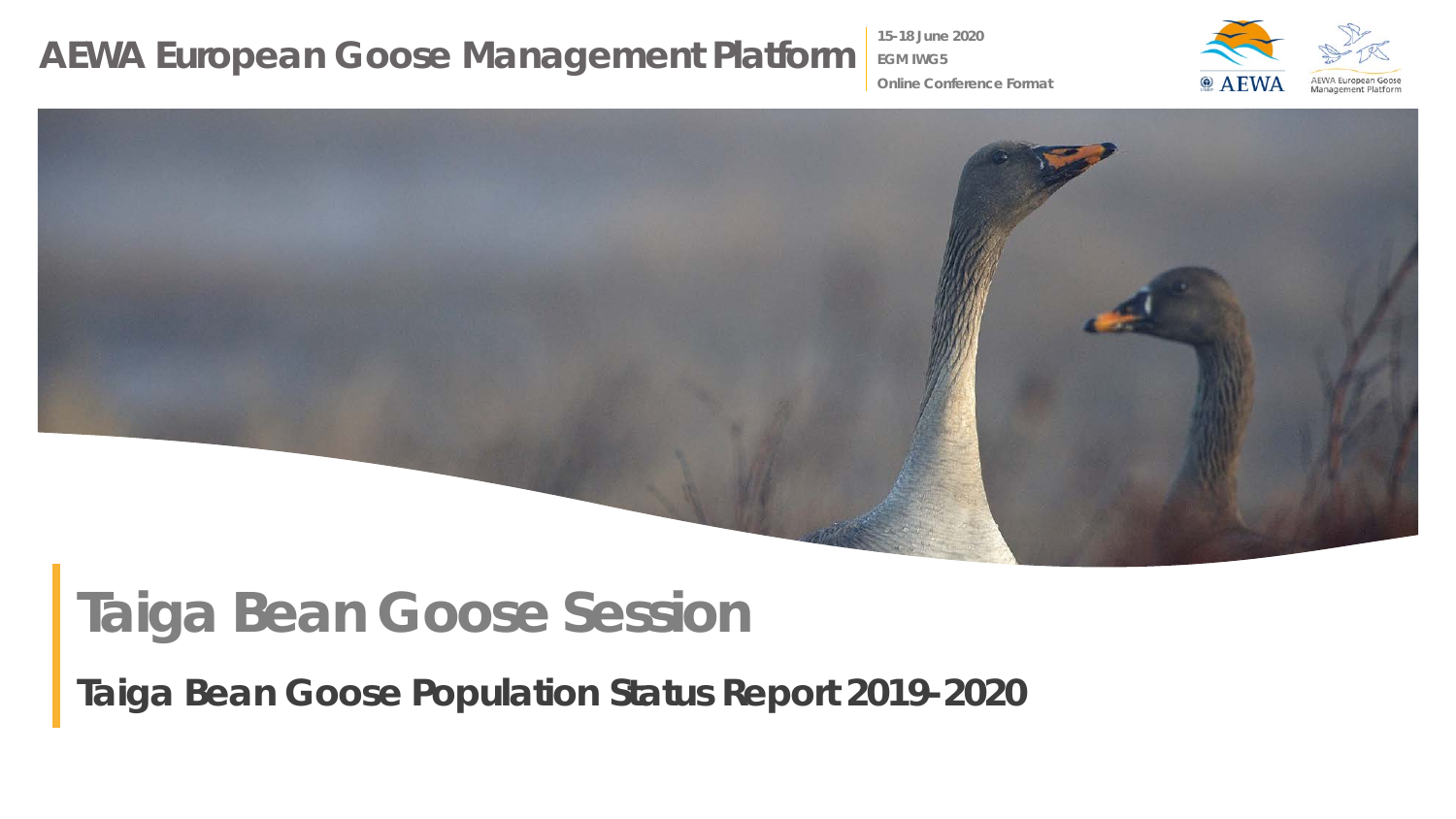# AEWA European Goose Management Platform

**15-18 June 2020**
**EGM IWG5**
**Online Conference Format**

# Taiga Bean Goose Session

## Taiga Bean Goose Population Status Report 2019-2020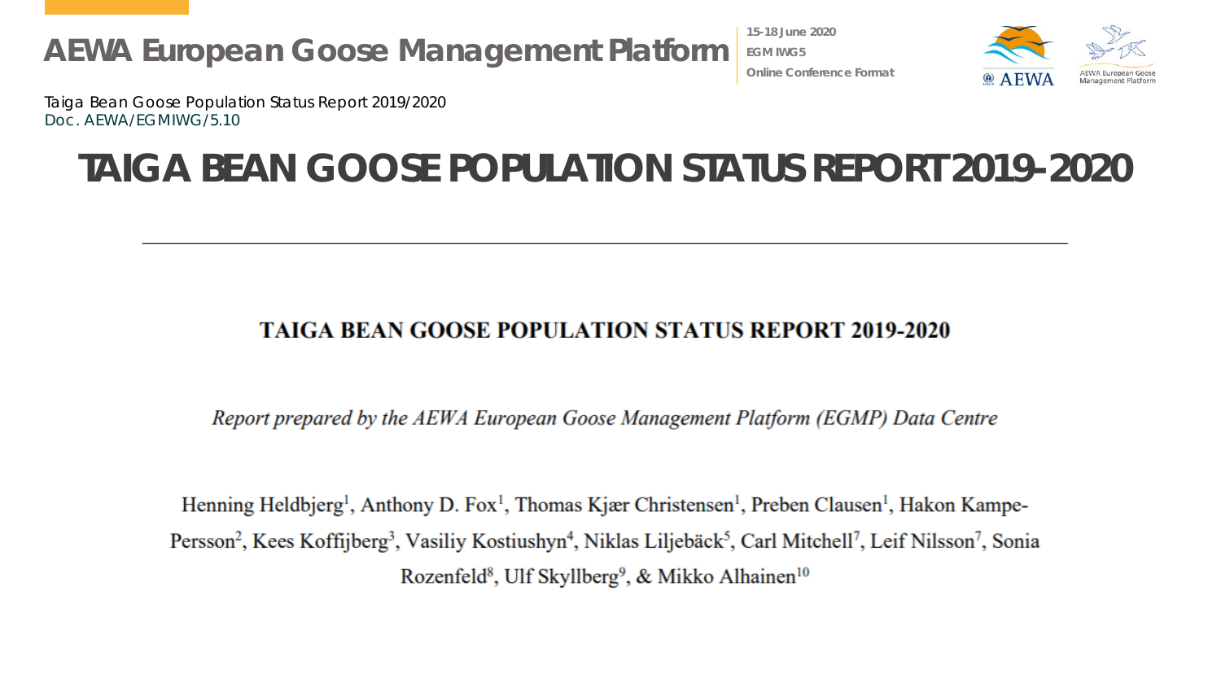Taiga Bean Goose Population Status Report 2019/2020

Doc. AEWA/EGMIWG/5.10

# TAIGA BEAN GOOSE POPULATION STATUS REPORT 2019-2020

---

**TAIGA BEAN GOOSE POPULATION STATUS REPORT 2019-2020**

*Report prepared by the AEWA European Goose Management Platform (EGMP) Data Centre*

Henning Heldbjerg[1], Anthony D. Fox[1], Thomas Kjær Christensen[1], Preben Clausen[1], Hakon Kampe-Persson[2], Kees Koffijberg[3], Vasiliy Kostiushyn[4], Niklas Liljebäck[5], Carl Mitchell[7], Leif Nilsson[7], Sonia Rozenfeld[8], Ulf Skyllberg[9], & Mikko Alhainen[10]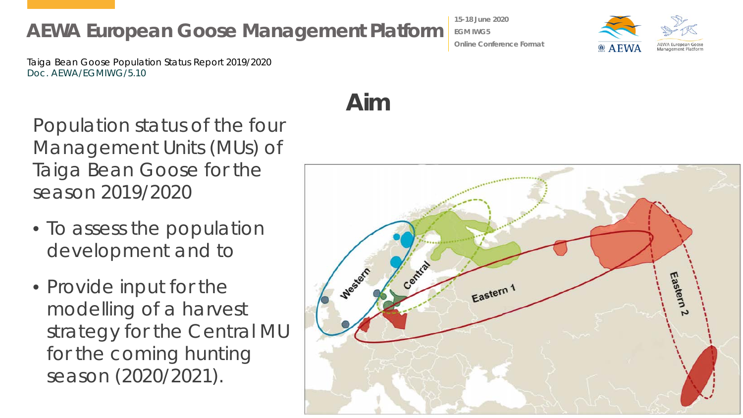Taiga Bean Goose Population Status Report 2019/2020
Doc. AEWA/EGMIWG/5.10

# Aim

Population status of the four Management Units (MUs) of Taiga Bean Goose for the season 2019/2020

- To assess the population development and to
- Provide input for the modelling of a harvest strategy for the Central MU for the coming hunting season (2020/2021).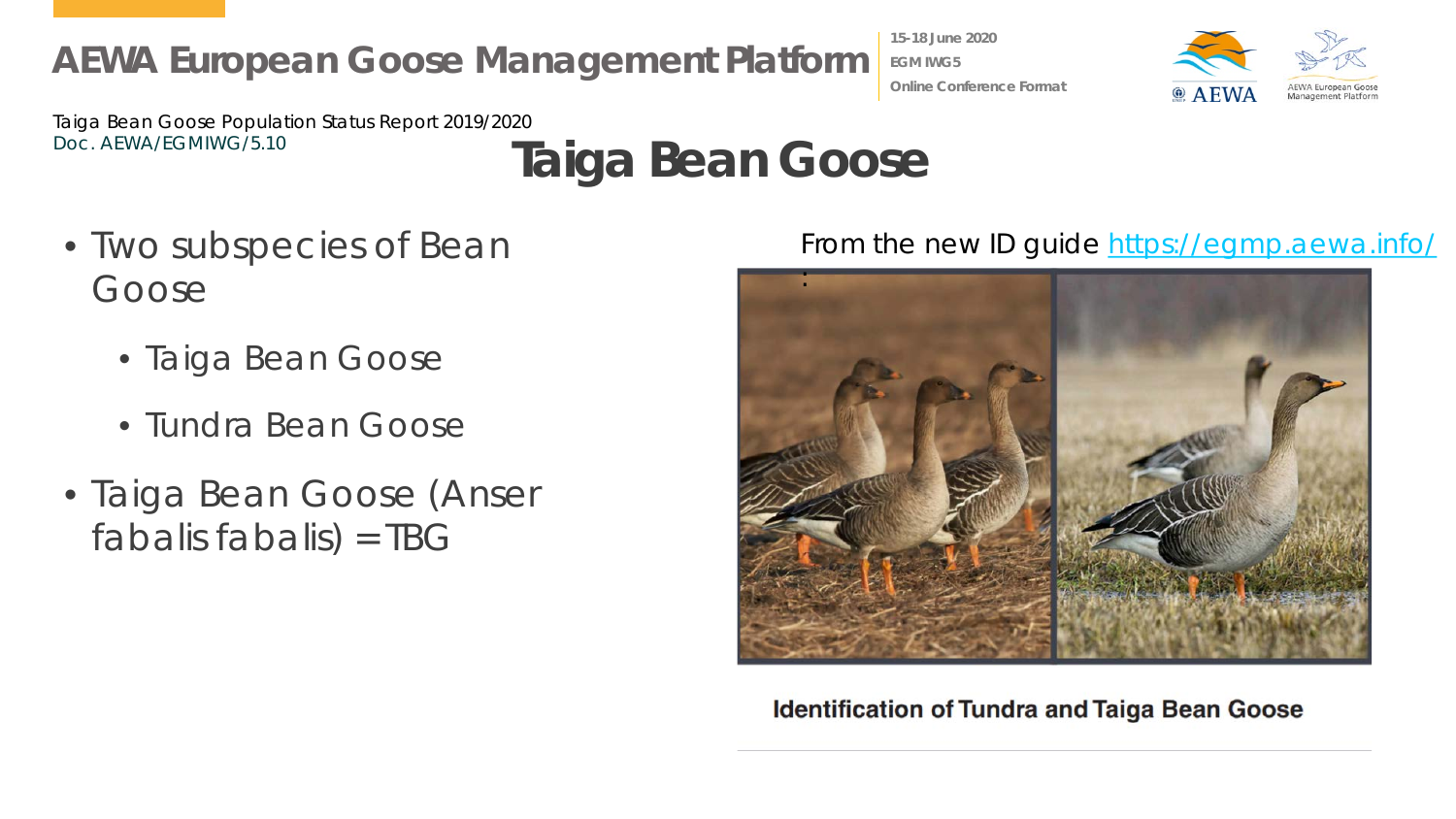Taiga Bean Goose Population Status Report 2019/2020
Doc. AEWA/EGMIWG/5.10

# Taiga Bean Goose

- Two subspecies of Bean Goose
  - Taiga Bean Goose
  - Tundra Bean Goose
- Taiga Bean Goose (Anser fabalis fabalis) = TBG

From the new ID guide https://egmp.aewa.info/ :

Identification of Tundra and Taiga Bean Goose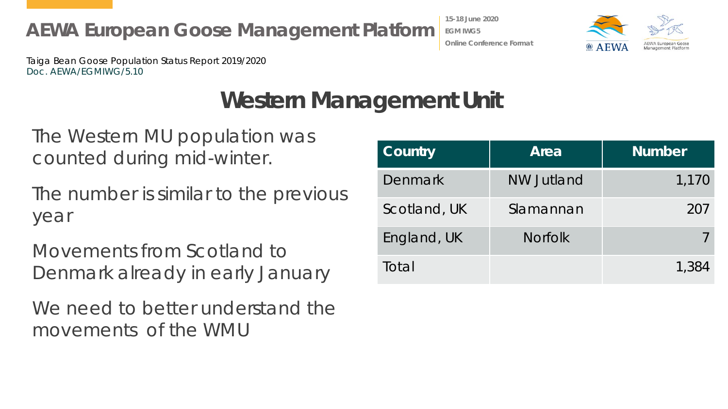Taiga Bean Goose Population Status Report 2019/2020
Doc. AEWA/EGMIWG/5.10

# Western Management Unit

The Western MU population was counted during mid-winter.

The number is similar to the previous year

Movements from Scotland to Denmark already in early January

We need to better understand the movements of the WMU

| Country | Area | Number |
|---|---|---|
| Denmark | NW Jutland | 1,170 |
| Scotland, UK | Slamannan | 207 |
| England, UK | Norfolk | 7 |
| Total | | 1,384 |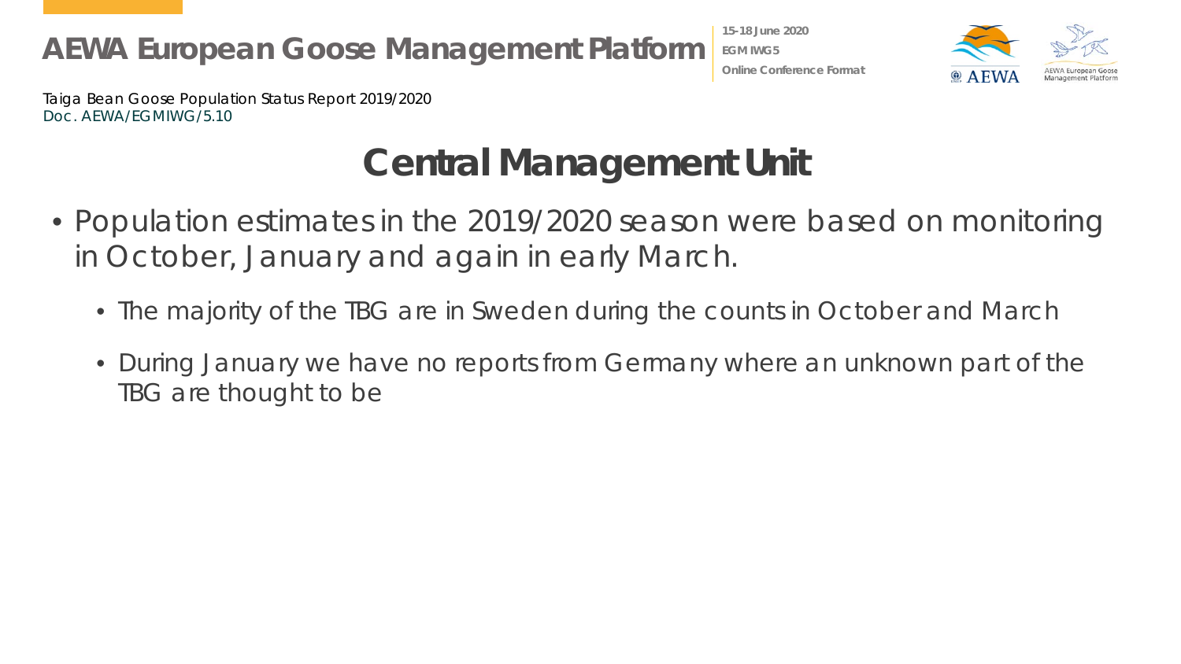Taiga Bean Goose Population Status Report 2019/2020
Doc. AEWA/EGMIWG/5.10

# Central Management Unit

- Population estimates in the 2019/2020 season were based on monitoring in October, January and again in early March.
  - The majority of the TBG are in Sweden during the counts in October and March
  - During January we have no reports from Germany where an unknown part of the TBG are thought to be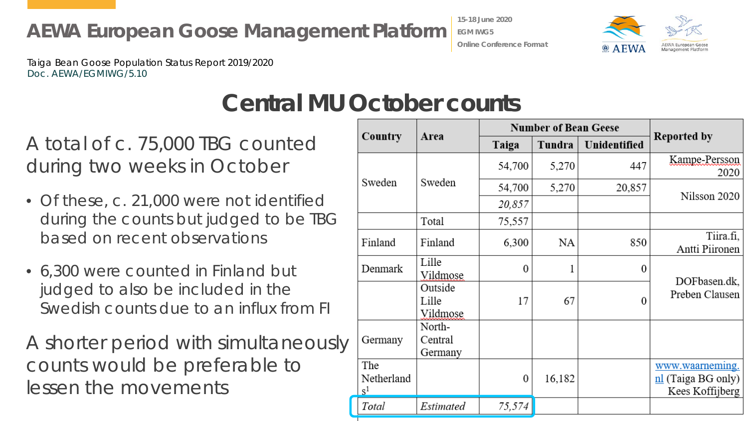Taiga Bean Goose Population Status Report 2019/2020
Doc. AEWA/EGMIWG/5.10

# Central MU October counts

A total of c. 75,000 TBG counted during two weeks in October

- Of these, c. 21,000 were not identified during the counts but judged to be TBG based on recent observations
- 6,300 were counted in Finland but judged to also be included in the Swedish counts due to an influx from FI

A shorter period with simultaneously counts would be preferable to lessen the movements

| Country | Area | Number of Bean Geese | | | Reported by |
|---|---|---|---|---|---|
| | | Taiga | Tundra | Unidentified | |
| Sweden | Sweden | 54,700 | 5,270 | 447 | Kampe-Persson 2020 |
| | | 54,700 | 5,270 | 20,857 | Nilsson 2020 |
| | | *20,857* | | | |
| | Total | 75,557 | | | |
| Finland | Finland | 6,300 | NA | 850 | Tiira.fi, Antti Piironen |
| Denmark | Lille Vildmose | 0 | 1 | 0 | DOFbasen.dk, Preben Clausen |
| | Outside Lille Vildmose | 17 | 67 | 0 | |
| Germany | North-Central Germany | | | | |
| The Netherlands[1] | | 0 | 16,182 | | www.waarneming.nl (Taiga BG only) Kees Koffijberg |
| *Total* | *Estimated* | *75,574* | | | |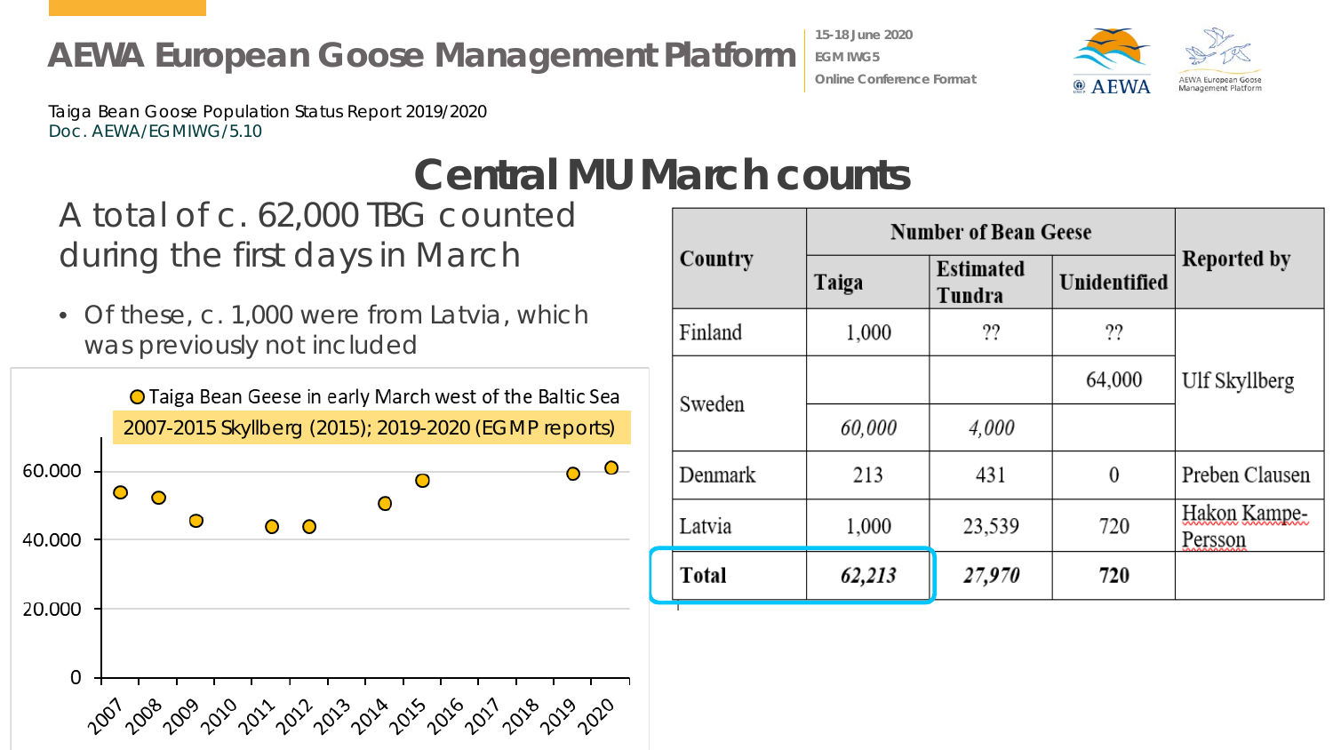Taiga Bean Goose Population Status Report 2019/2020
Doc. AEWA/EGMIWG/5.10

# Central MU March counts

A total of c. 62,000 TBG counted during the first days in March

- Of these, c. 1,000 were from Latvia, which was previously not included

Taiga Bean Geese in early March west of the Baltic Sea
2007-2015 Skyllberg (2015); 2019-2020 (EGMP reports)

| Country | Number of Bean Geese | | | Reported by |
|---|---|---|---|---|
| | Taiga | Estimated Tundra | Unidentified | |
| Finland | 1,000 | ?? | ?? | Ulf Skyllberg |
| Sweden | | | 64,000 | |
| | *60,000* | *4,000* | | |
| Denmark | 213 | 431 | 0 | Preben Clausen |
| Latvia | 1,000 | 23,539 | 720 | Hakon Kampe-Persson |
| **Total** | ***62,213*** | ***27,970*** | **720** | |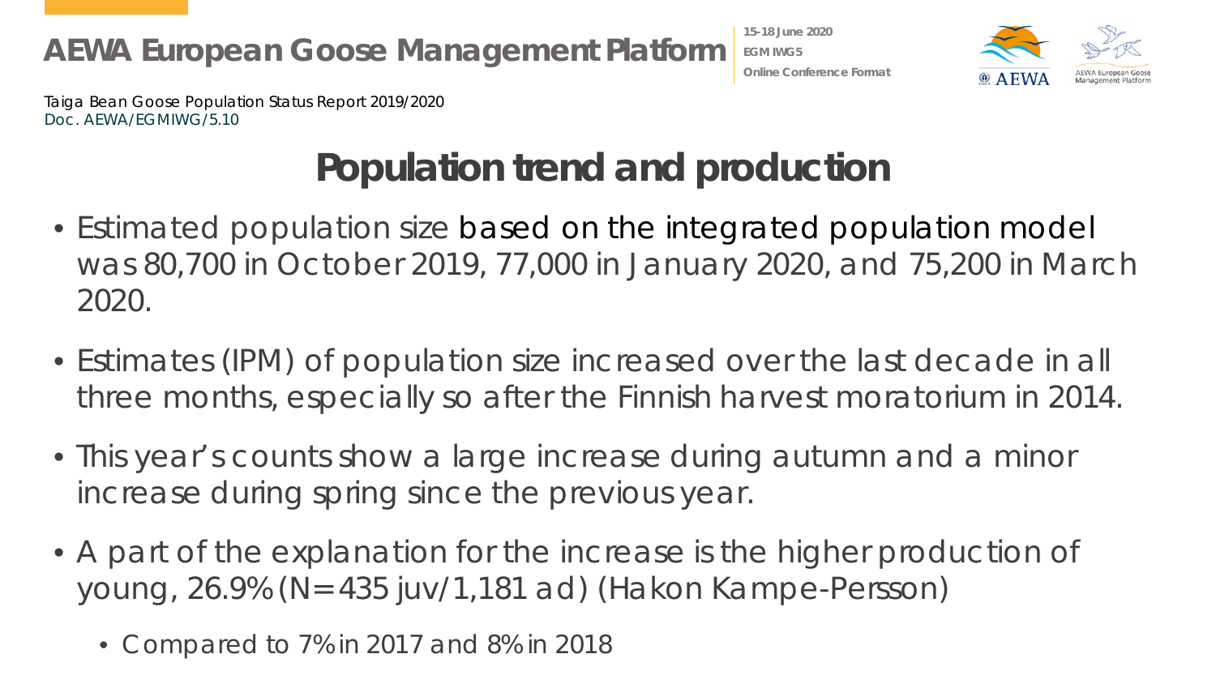Taiga Bean Goose Population Status Report 2019/2020
Doc. AEWA/EGMIWG/5.10

# Population trend and production

- Estimated population size based on the integrated population model was 80,700 in October 2019, 77,000 in January 2020, and 75,200 in March 2020.
- Estimates (IPM) of population size increased over the last decade in all three months, especially so after the Finnish harvest moratorium in 2014.
- This year's counts show a large increase during autumn and a minor increase during spring since the previous year.
- A part of the explanation for the increase is the higher production of young, 26.9% (N=435 juv/1,181 ad) (Hakon Kampe-Persson)
  - Compared to 7% in 2017 and 8% in 2018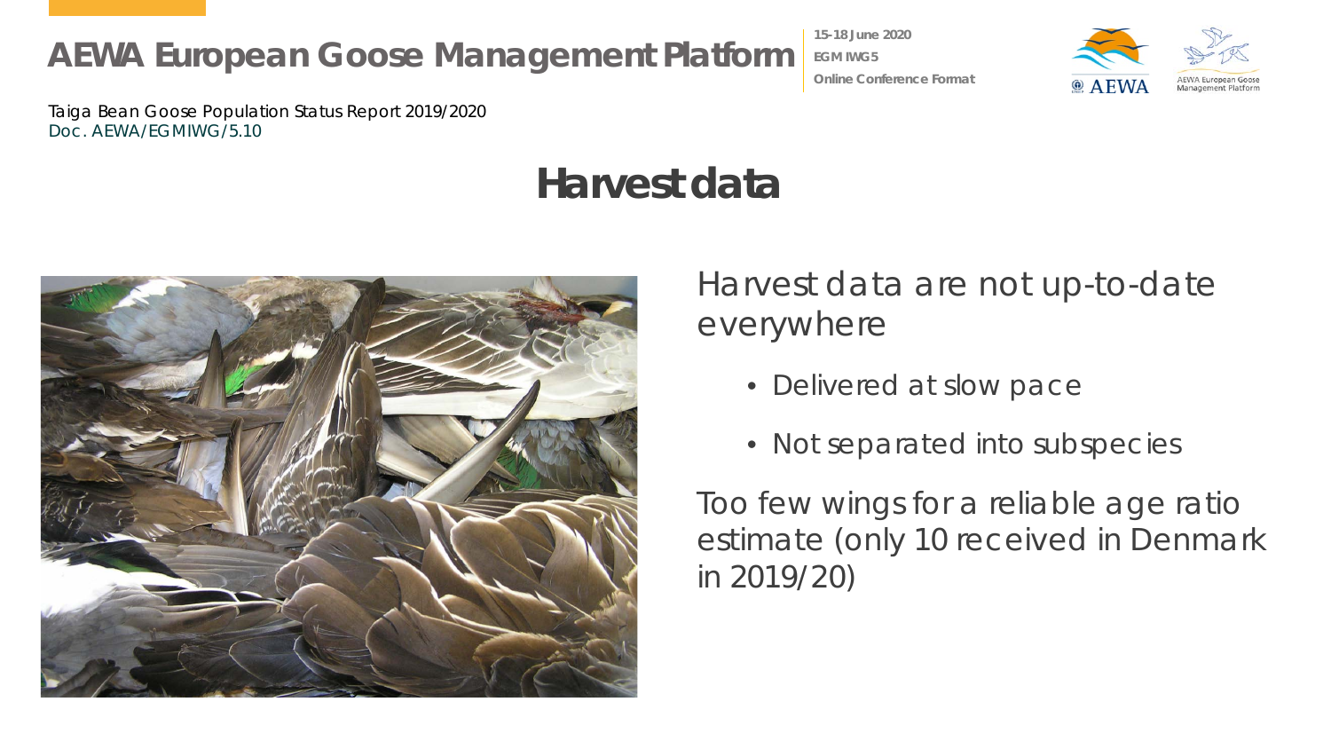Taiga Bean Goose Population Status Report 2019/2020
Doc. AEWA/EGMIWG/5.10

# Harvest data

Harvest data are not up-to-date everywhere

- Delivered at slow pace
- Not separated into subspecies

Too few wings for a reliable age ratio estimate (only 10 received in Denmark in 2019/20)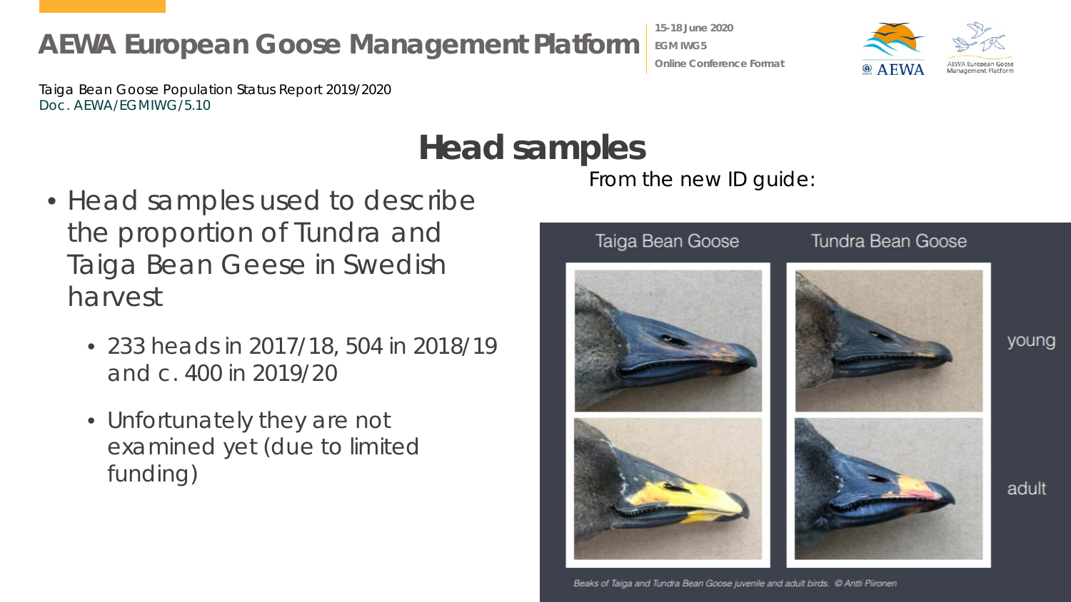# Head samples

- Head samples used to describe the proportion of Tundra and Taiga Bean Geese in Swedish harvest
  - 233 heads in 2017/18, 504 in 2018/19 and c. 400 in 2019/20
  - Unfortunately they are not examined yet (due to limited funding)

From the new ID guide:

Taiga Bean Goose | Tundra Bean Goose

young

adult

*Beaks of Taiga and Tundra Bean Goose juvenile and adult birds. © Antti Piironen*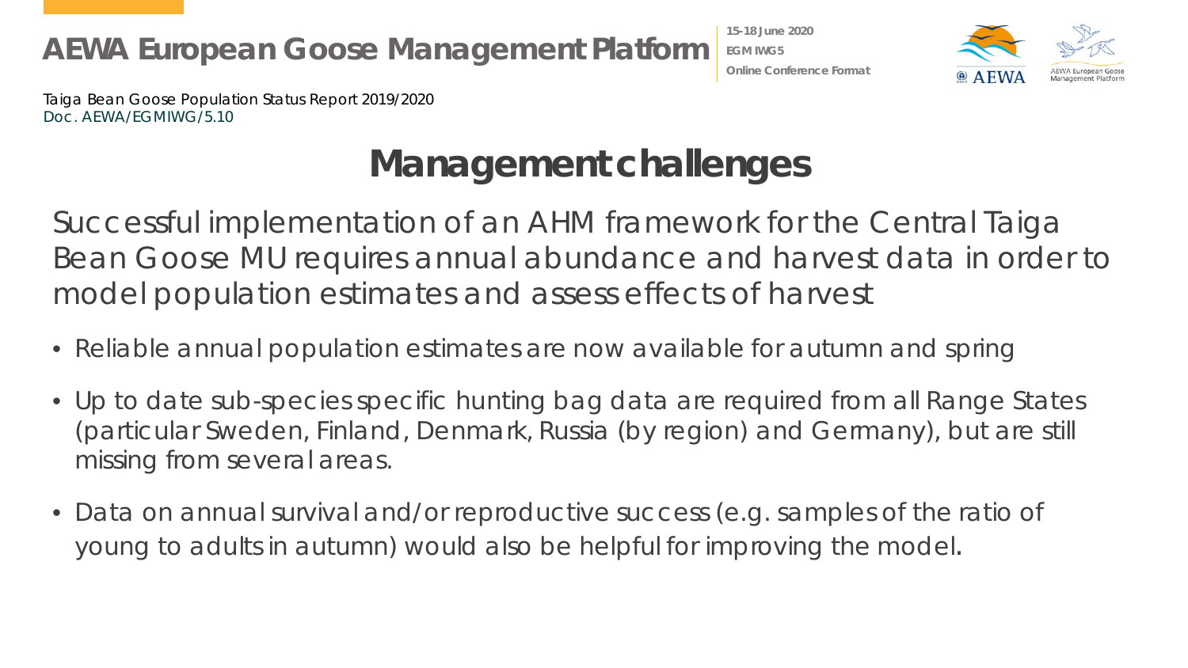# Management challenges

Successful implementation of an AHM framework for the Central Taiga Bean Goose MU requires annual abundance and harvest data in order to model population estimates and assess effects of harvest

- Reliable annual population estimates are now available for autumn and spring
- Up to date sub-species specific hunting bag data are required from all Range States (particular Sweden, Finland, Denmark, Russia (by region) and Germany), but are still missing from several areas.
- Data on annual survival and/or reproductive success (e.g. samples of the ratio of young to adults in autumn) would also be helpful for improving the model.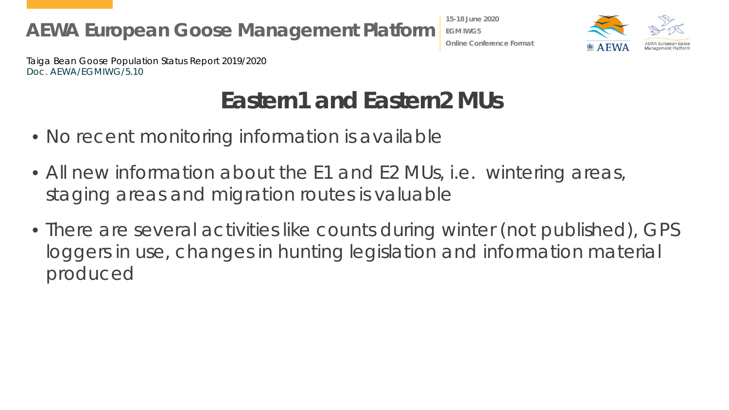Taiga Bean Goose Population Status Report 2019/2020
Doc. AEWA/EGMIWG/5.10

# Eastern1 and Eastern2 MUs

- No recent monitoring information is available
- All new information about the E1 and E2 MUs, i.e. wintering areas, staging areas and migration routes is valuable
- There are several activities like counts during winter (not published), GPS loggers in use, changes in hunting legislation and information material produced